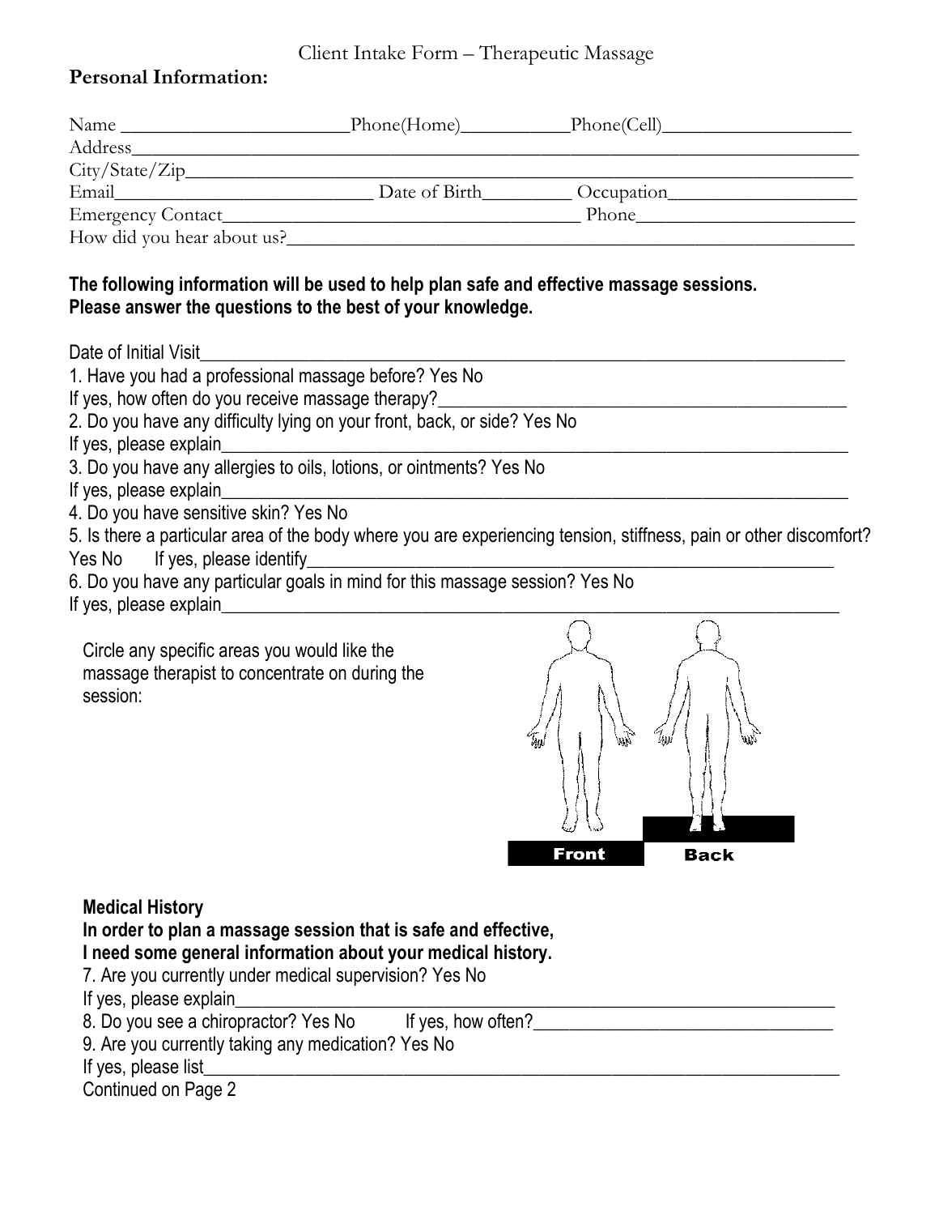# Client Intake Form – Therapeutic Massage

**Personal Information:**

Name ________________________Phone(Home)___________Phone(Cell)___________________

Address_________________________________________________________________________

City/State/Zip____________________________________________________________________

Email___________________________ Date of Birth_________ Occupation___________________

Emergency Contact_____________________________________ Phone______________________

How did you hear about us?_________________________________________________________

**The following information will be used to help plan safe and effective massage sessions.**
**Please answer the questions to the best of your knowledge.**

Date of Initial Visit_________________________________________________________________

1. Have you had a professional massage before? Yes No

If yes, how often do you receive massage therapy?_____________________________________

2. Do you have any difficulty lying on your front, back, or side? Yes No

If yes, please explain_______________________________________________________________

3. Do you have any allergies to oils, lotions, or ointments? Yes No

If yes, please explain_______________________________________________________________

4. Do you have sensitive skin? Yes No

5. Is there a particular area of the body where you are experiencing tension, stiffness, pain or other discomfort?
Yes No If yes, please identify_____________________________________________________

6. Do you have any particular goals in mind for this massage session? Yes No

If yes, please explain_______________________________________________________________

Circle any specific areas you would like the massage therapist to concentrate on during the session:

Front Back

**Medical History**

**In order to plan a massage session that is safe and effective,**
**I need some general information about your medical history.**

7. Are you currently under medical supervision? Yes No

If yes, please explain_______________________________________________________________

8. Do you see a chiropractor? Yes No If yes, how often?_________________________________

9. Are you currently taking any medication? Yes No

If yes, please list___________________________________________________________________

Continued on Page 2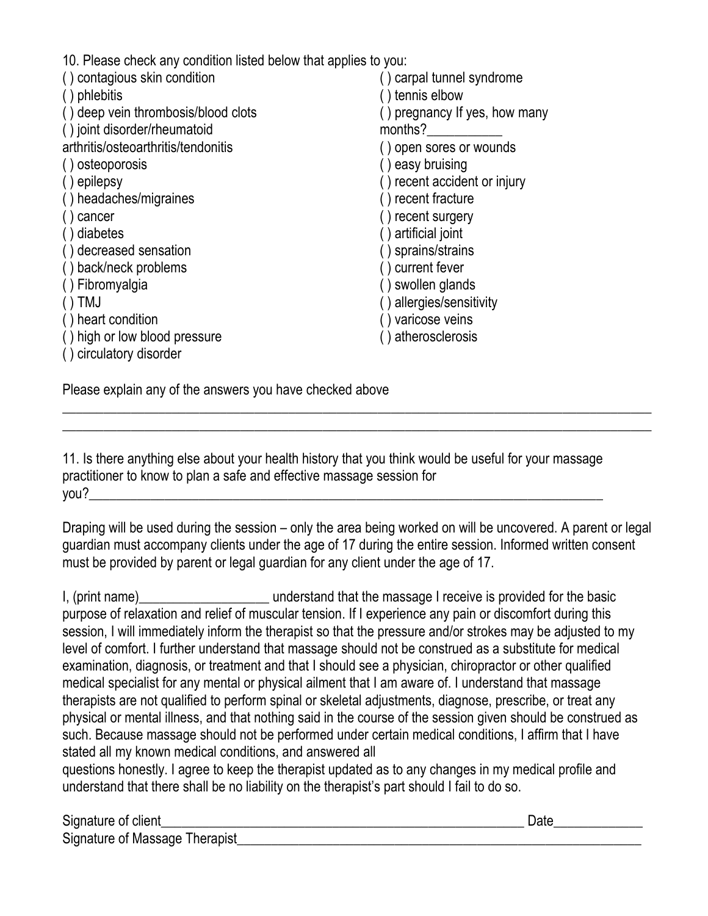10. Please check any condition listed below that applies to you:

( ) contagious skin condition
( ) phlebitis
( ) deep vein thrombosis/blood clots
( ) joint disorder/rheumatoid arthritis/osteoarthritis/tendonitis
( ) osteoporosis
( ) epilepsy
( ) headaches/migraines
( ) cancer
( ) diabetes
( ) decreased sensation
( ) back/neck problems
( ) Fibromyalgia
( ) TMJ
( ) heart condition
( ) high or low blood pressure
( ) circulatory disorder
( ) carpal tunnel syndrome
( ) tennis elbow
( ) pregnancy If yes, how many months?___________
( ) open sores or wounds
( ) easy bruising
( ) recent accident or injury
( ) recent fracture
( ) recent surgery
( ) artificial joint
( ) sprains/strains
( ) current fever
( ) swollen glands
( ) allergies/sensitivity
( ) varicose veins
( ) atherosclerosis

Please explain any of the answers you have checked above
_____________________________________________________________________________________
_____________________________________________________________________________________

11. Is there anything else about your health history that you think would be useful for your massage practitioner to know to plan a safe and effective massage session for you?_____________________________________________________________________________

Draping will be used during the session – only the area being worked on will be uncovered. A parent or legal guardian must accompany clients under the age of 17 during the entire session. Informed written consent must be provided by parent or legal guardian for any client under the age of 17.

I, (print name)___________________ understand that the massage I receive is provided for the basic purpose of relaxation and relief of muscular tension. If I experience any pain or discomfort during this session, I will immediately inform the therapist so that the pressure and/or strokes may be adjusted to my level of comfort. I further understand that massage should not be construed as a substitute for medical examination, diagnosis, or treatment and that I should see a physician, chiropractor or other qualified medical specialist for any mental or physical ailment that I am aware of. I understand that massage therapists are not qualified to perform spinal or skeletal adjustments, diagnose, prescribe, or treat any physical or mental illness, and that nothing said in the course of the session given should be construed as such. Because massage should not be performed under certain medical conditions, I affirm that I have stated all my known medical conditions, and answered all questions honestly. I agree to keep the therapist updated as to any changes in my medical profile and understand that there shall be no liability on the therapist's part should I fail to do so.

Signature of client_______________________________________________________ Date_____________
Signature of Massage Therapist_____________________________________________________________